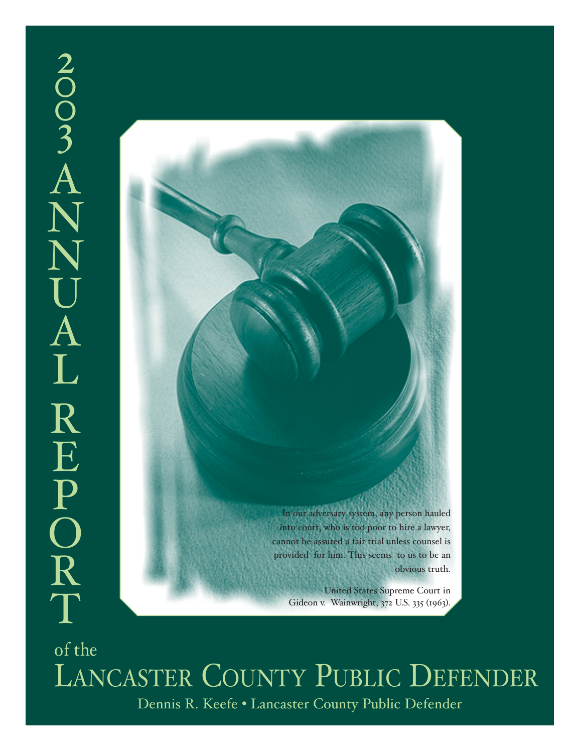# 2003 ANNUAL REPORT

of the

# LANCASTER COUNTY PUBLIC DEFENDER

Dennis R. Keefe • Lancaster County Public Defender

In our adversary system, any person hauled into court, who is too poor to hire a lawyer, cannot be assured a fair trial unless counsel is provided for him. This seems to us to be an obvious truth.

United States Supreme Court in Gideon v. Wainwright, 372 U.S. 335 (1963).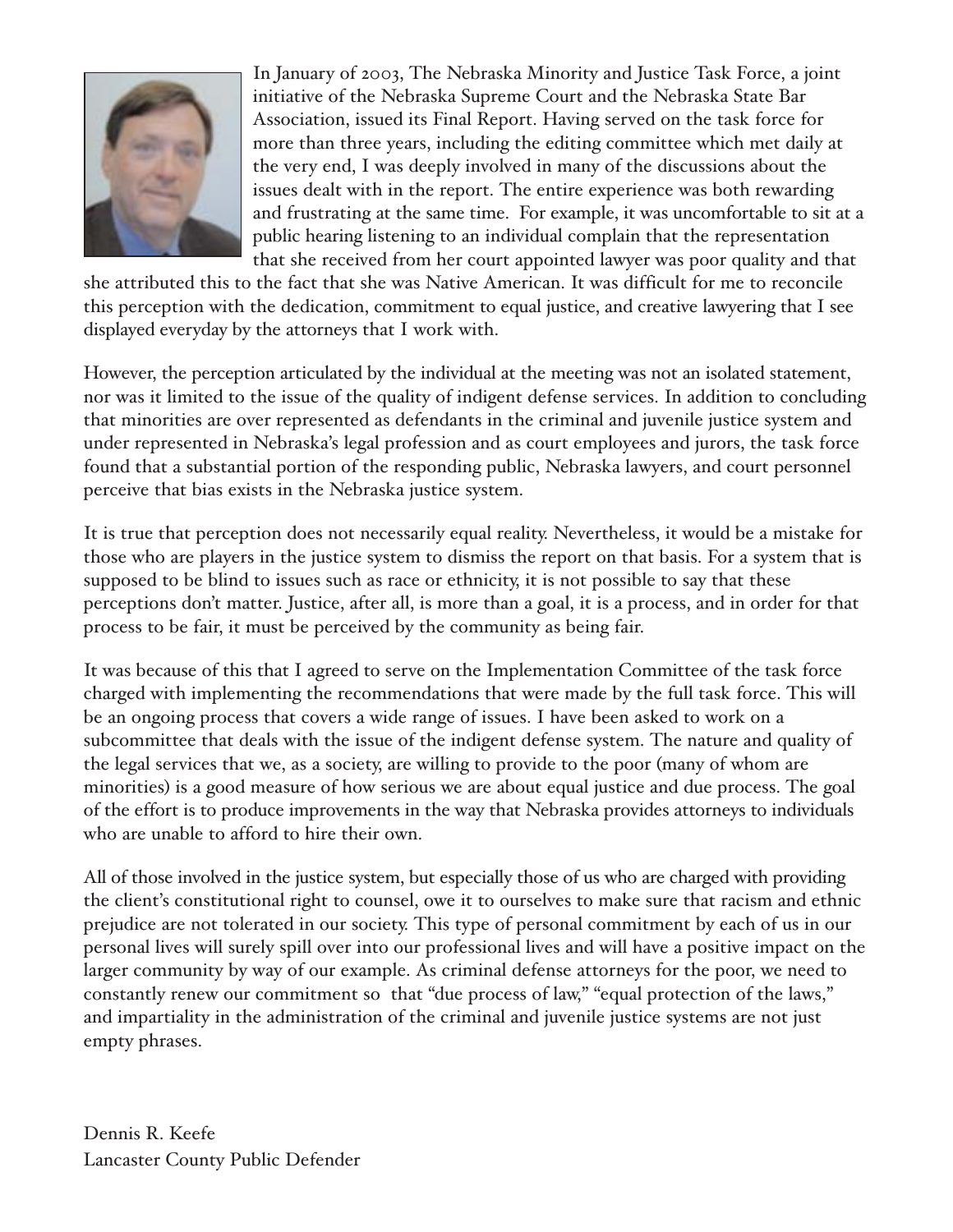In January of 2003, The Nebraska Minority and Justice Task Force, a joint initiative of the Nebraska Supreme Court and the Nebraska State Bar Association, issued its Final Report. Having served on the task force for more than three years, including the editing committee which met daily at the very end, I was deeply involved in many of the discussions about the issues dealt with in the report. The entire experience was both rewarding and frustrating at the same time. For example, it was uncomfortable to sit at a public hearing listening to an individual complain that the representation that she received from her court appointed lawyer was poor quality and that she attributed this to the fact that she was Native American. It was difficult for me to reconcile this perception with the dedication, commitment to equal justice, and creative lawyering that I see displayed everyday by the attorneys that I work with.

However, the perception articulated by the individual at the meeting was not an isolated statement, nor was it limited to the issue of the quality of indigent defense services. In addition to concluding that minorities are over represented as defendants in the criminal and juvenile justice system and under represented in Nebraska's legal profession and as court employees and jurors, the task force found that a substantial portion of the responding public, Nebraska lawyers, and court personnel perceive that bias exists in the Nebraska justice system.

It is true that perception does not necessarily equal reality. Nevertheless, it would be a mistake for those who are players in the justice system to dismiss the report on that basis. For a system that is supposed to be blind to issues such as race or ethnicity, it is not possible to say that these perceptions don't matter. Justice, after all, is more than a goal, it is a process, and in order for that process to be fair, it must be perceived by the community as being fair.

It was because of this that I agreed to serve on the Implementation Committee of the task force charged with implementing the recommendations that were made by the full task force. This will be an ongoing process that covers a wide range of issues. I have been asked to work on a subcommittee that deals with the issue of the indigent defense system. The nature and quality of the legal services that we, as a society, are willing to provide to the poor (many of whom are minorities) is a good measure of how serious we are about equal justice and due process. The goal of the effort is to produce improvements in the way that Nebraska provides attorneys to individuals who are unable to afford to hire their own.

All of those involved in the justice system, but especially those of us who are charged with providing the client's constitutional right to counsel, owe it to ourselves to make sure that racism and ethnic prejudice are not tolerated in our society. This type of personal commitment by each of us in our personal lives will surely spill over into our professional lives and will have a positive impact on the larger community by way of our example. As criminal defense attorneys for the poor, we need to constantly renew our commitment so that "due process of law," "equal protection of the laws," and impartiality in the administration of the criminal and juvenile justice systems are not just empty phrases.

Dennis R. Keefe
Lancaster County Public Defender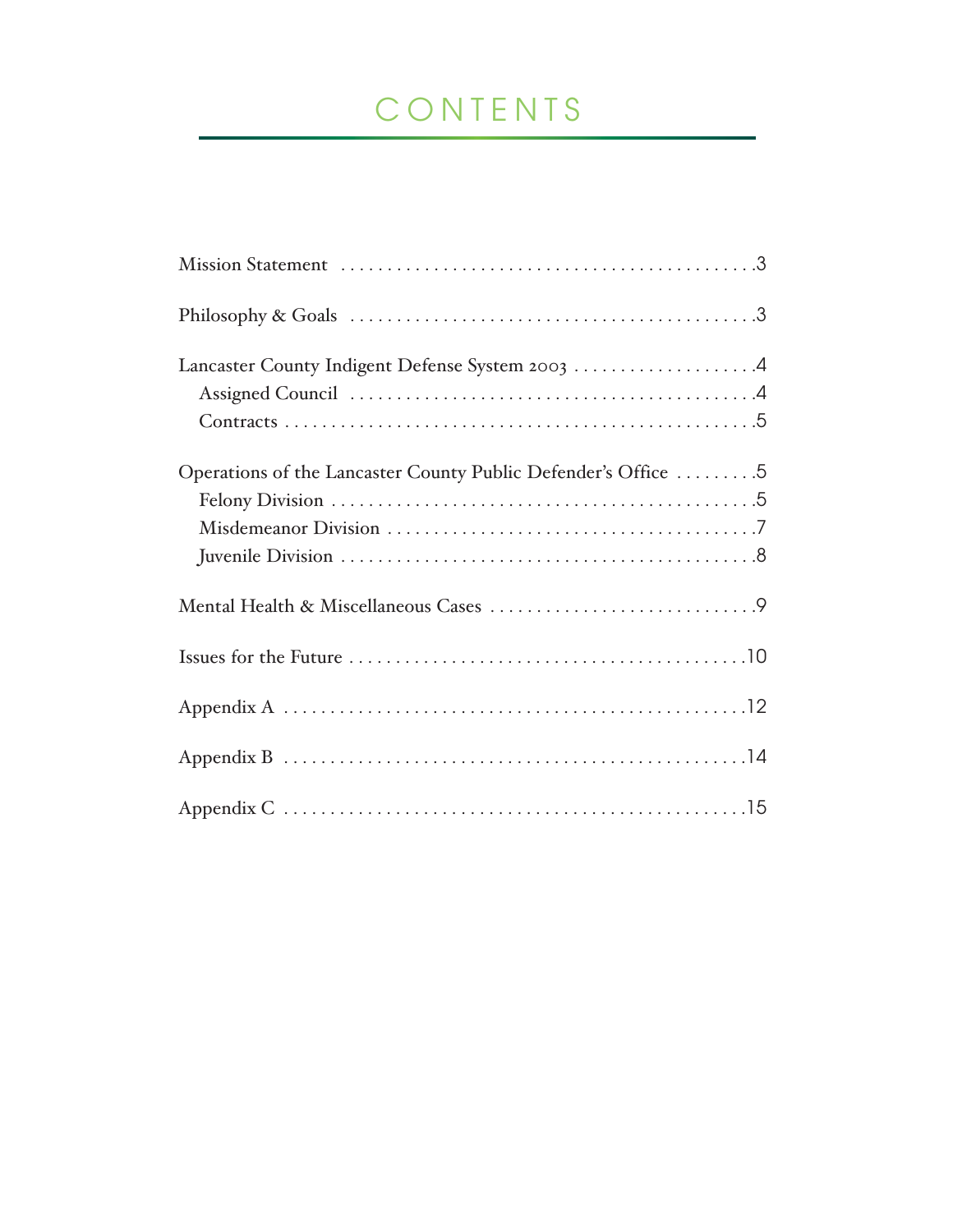# CONTENTS

Mission Statement . . . . . . . . . . . . . . . . . . . . . . . . . . . . . . . . . . . . . . . . . . . .3

Philosophy & Goals . . . . . . . . . . . . . . . . . . . . . . . . . . . . . . . . . . . . . . . . . . .3

Lancaster County Indigent Defense System 2003 . . . . . . . . . . . . . . . . . . . .4
- Assigned Council . . . . . . . . . . . . . . . . . . . . . . . . . . . . . . . . . . . . . . . . . . .4
- Contracts . . . . . . . . . . . . . . . . . . . . . . . . . . . . . . . . . . . . . . . . . . . . . . . . . .5

Operations of the Lancaster County Public Defender's Office . . . . . . . . .5
- Felony Division . . . . . . . . . . . . . . . . . . . . . . . . . . . . . . . . . . . . . . . . . . . . .5
- Misdemeanor Division . . . . . . . . . . . . . . . . . . . . . . . . . . . . . . . . . . . . . . .7
- Juvenile Division . . . . . . . . . . . . . . . . . . . . . . . . . . . . . . . . . . . . . . . . . . . .8

Mental Health & Miscellaneous Cases . . . . . . . . . . . . . . . . . . . . . . . . . . . .9

Issues for the Future . . . . . . . . . . . . . . . . . . . . . . . . . . . . . . . . . . . . . . . . . .10

Appendix A . . . . . . . . . . . . . . . . . . . . . . . . . . . . . . . . . . . . . . . . . . . . . . . . .12

Appendix B . . . . . . . . . . . . . . . . . . . . . . . . . . . . . . . . . . . . . . . . . . . . . . . . .14

Appendix C . . . . . . . . . . . . . . . . . . . . . . . . . . . . . . . . . . . . . . . . . . . . . . . . .15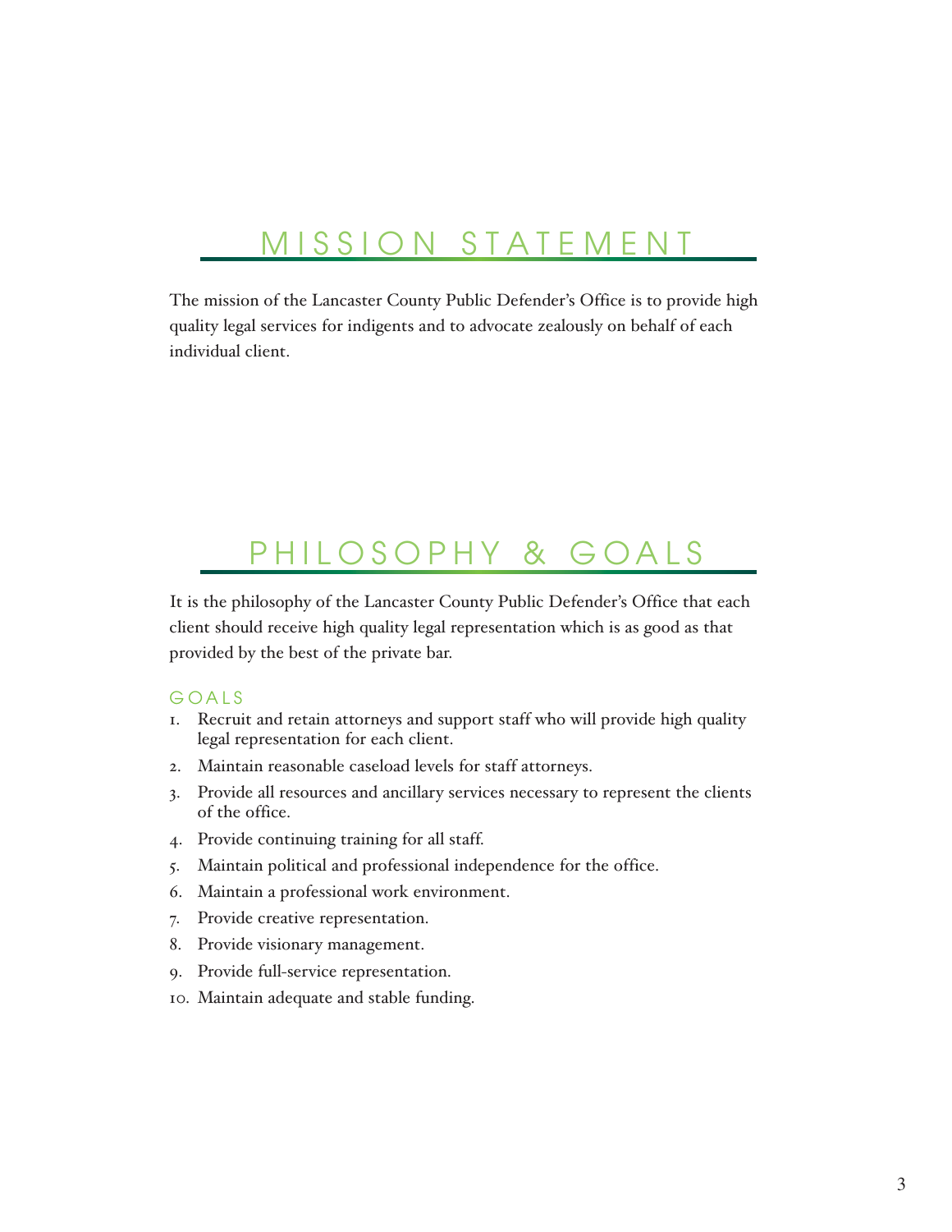# MISSION STATEMENT

The mission of the Lancaster County Public Defender's Office is to provide high quality legal services for indigents and to advocate zealously on behalf of each individual client.

# PHILOSOPHY & GOALS

It is the philosophy of the Lancaster County Public Defender's Office that each client should receive high quality legal representation which is as good as that provided by the best of the private bar.

## GOALS

1. Recruit and retain attorneys and support staff who will provide high quality legal representation for each client.
2. Maintain reasonable caseload levels for staff attorneys.
3. Provide all resources and ancillary services necessary to represent the clients of the office.
4. Provide continuing training for all staff.
5. Maintain political and professional independence for the office.
6. Maintain a professional work environment.
7. Provide creative representation.
8. Provide visionary management.
9. Provide full-service representation.
10. Maintain adequate and stable funding.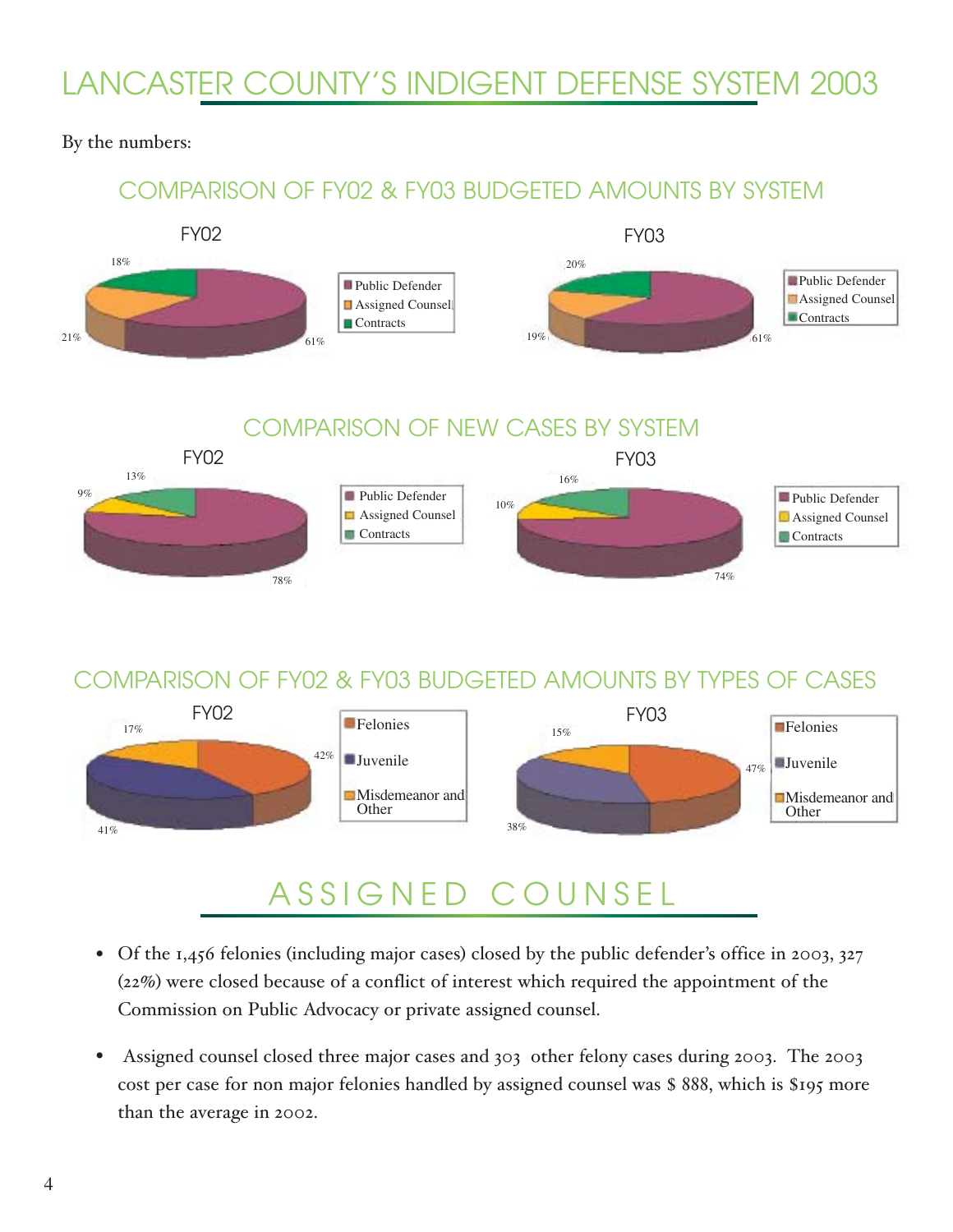# LANCASTER COUNTY'S INDIGENT DEFENSE SYSTEM 2003

By the numbers:

## COMPARISON OF FY02 & FY03 BUDGETED AMOUNTS BY SYSTEM

| System | FY02 | FY03 |
|---|---|---|
| Public Defender | 61% | 61% |
| Assigned Counsel | 21% | 19% |
| Contracts | 18% | 20% |

## COMPARISON OF NEW CASES BY SYSTEM

| System | FY02 | FY03 |
|---|---|---|
| Public Defender | 78% | 74% |
| Assigned Counsel | 9% | 10% |
| Contracts | 13% | 16% |

## COMPARISON OF FY02 & FY03 BUDGETED AMOUNTS BY TYPES OF CASES

| Type | FY02 | FY03 |
|---|---|---|
| Felonies | 42% | 47% |
| Juvenile | 41% | 38% |
| Misdemeanor and Other | 17% | 15% |

# ASSIGNED COUNSEL

- Of the 1,456 felonies (including major cases) closed by the public defender's office in 2003, 327 (22%) were closed because of a conflict of interest which required the appointment of the Commission on Public Advocacy or private assigned counsel.

- Assigned counsel closed three major cases and 303 other felony cases during 2003. The 2003 cost per case for non major felonies handled by assigned counsel was $ 888, which is $195 more than the average in 2002.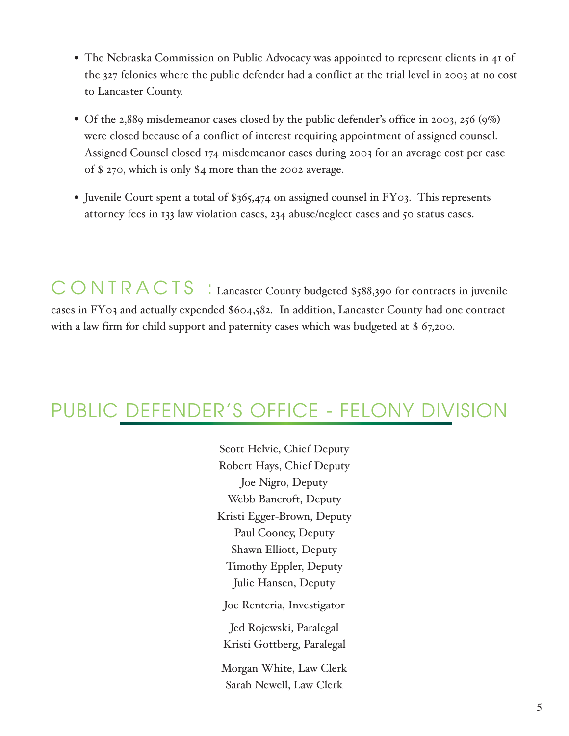- The Nebraska Commission on Public Advocacy was appointed to represent clients in 41 of the 327 felonies where the public defender had a conflict at the trial level in 2003 at no cost to Lancaster County.

- Of the 2,889 misdemeanor cases closed by the public defender's office in 2003, 256 (9%) were closed because of a conflict of interest requiring appointment of assigned counsel. Assigned Counsel closed 174 misdemeanor cases during 2003 for an average cost per case of $ 270, which is only $4 more than the 2002 average.

- Juvenile Court spent a total of $365,474 on assigned counsel in FY03. This represents attorney fees in 133 law violation cases, 234 abuse/neglect cases and 50 status cases.

**CONTRACTS :** Lancaster County budgeted $588,390 for contracts in juvenile cases in FY03 and actually expended $604,582. In addition, Lancaster County had one contract with a law firm for child support and paternity cases which was budgeted at $ 67,200.

## PUBLIC DEFENDER'S OFFICE - FELONY DIVISION

Scott Helvie, Chief Deputy
Robert Hays, Chief Deputy
Joe Nigro, Deputy
Webb Bancroft, Deputy
Kristi Egger-Brown, Deputy
Paul Cooney, Deputy
Shawn Elliott, Deputy
Timothy Eppler, Deputy
Julie Hansen, Deputy

Joe Renteria, Investigator

Jed Rojewski, Paralegal
Kristi Gottberg, Paralegal

Morgan White, Law Clerk
Sarah Newell, Law Clerk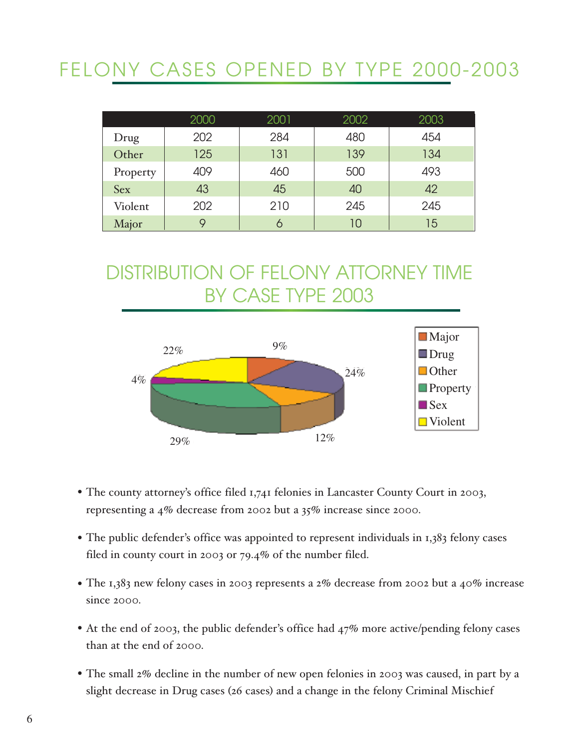# FELONY CASES OPENED BY TYPE 2000-2003

| | 2000 | 2001 | 2002 | 2003 |
|---|---|---|---|---|
| Drug | 202 | 284 | 480 | 454 |
| Other | 125 | 131 | 139 | 134 |
| Property | 409 | 460 | 500 | 493 |
| Sex | 43 | 45 | 40 | 42 |
| Violent | 202 | 210 | 245 | 245 |
| Major | 9 | 6 | 10 | 15 |

# DISTRIBUTION OF FELONY ATTORNEY TIME BY CASE TYPE 2003

| Case Type | Percent |
|---|---|
| Major | 9% |
| Drug | 24% |
| Other | 12% |
| Property | 29% |
| Sex | 4% |
| Violent | 22% |

- The county attorney's office filed 1,741 felonies in Lancaster County Court in 2003, representing a 4% decrease from 2002 but a 35% increase since 2000.
- The public defender's office was appointed to represent individuals in 1,383 felony cases filed in county court in 2003 or 79.4% of the number filed.
- The 1,383 new felony cases in 2003 represents a 2% decrease from 2002 but a 40% increase since 2000.
- At the end of 2003, the public defender's office had 47% more active/pending felony cases than at the end of 2000.
- The small 2% decline in the number of new open felonies in 2003 was caused, in part by a slight decrease in Drug cases (26 cases) and a change in the felony Criminal Mischief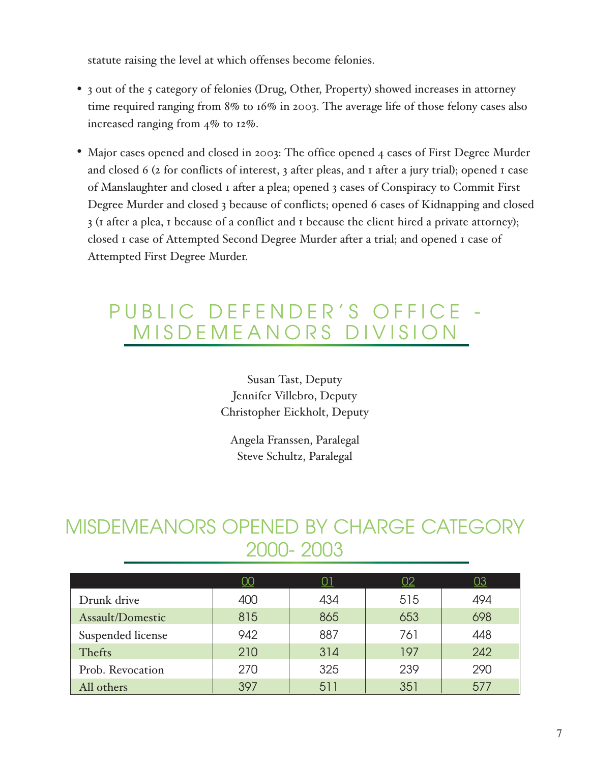statute raising the level at which offenses become felonies.

- 3 out of the 5 category of felonies (Drug, Other, Property) showed increases in attorney time required ranging from 8% to 16% in 2003. The average life of those felony cases also increased ranging from 4% to 12%.

- Major cases opened and closed in 2003: The office opened 4 cases of First Degree Murder and closed 6 (2 for conflicts of interest, 3 after pleas, and 1 after a jury trial); opened 1 case of Manslaughter and closed 1 after a plea; opened 3 cases of Conspiracy to Commit First Degree Murder and closed 3 because of conflicts; opened 6 cases of Kidnapping and closed 3 (1 after a plea, 1 because of a conflict and 1 because the client hired a private attorney); closed 1 case of Attempted Second Degree Murder after a trial; and opened 1 case of Attempted First Degree Murder.

## PUBLIC DEFENDER'S OFFICE - MISDEMEANORS DIVISION

Susan Tast, Deputy
Jennifer Villebro, Deputy
Christopher Eickholt, Deputy

Angela Franssen, Paralegal
Steve Schultz, Paralegal

## MISDEMEANORS OPENED BY CHARGE CATEGORY 2000- 2003

| | 00 | 01 | 02 | 03 |
|---|---|---|---|---|
| Drunk drive | 400 | 434 | 515 | 494 |
| Assault/Domestic | 815 | 865 | 653 | 698 |
| Suspended license | 942 | 887 | 761 | 448 |
| Thefts | 210 | 314 | 197 | 242 |
| Prob. Revocation | 270 | 325 | 239 | 290 |
| All others | 397 | 511 | 351 | 577 |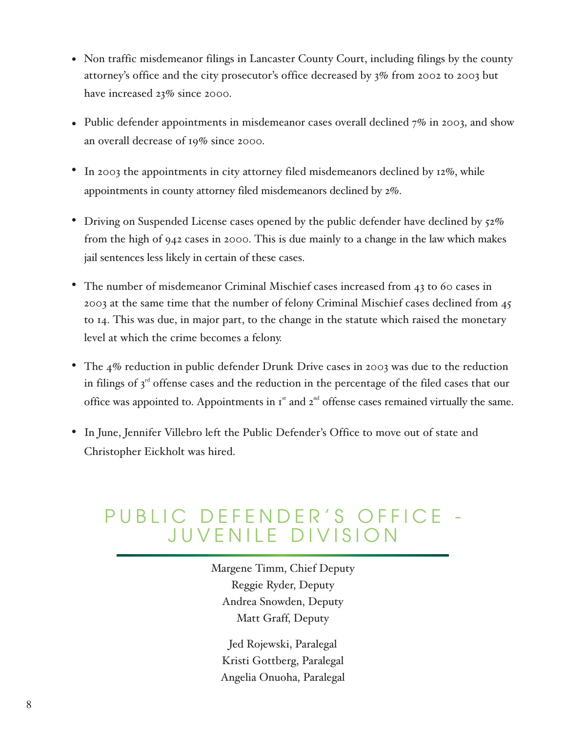- Non traffic misdemeanor filings in Lancaster County Court, including filings by the county attorney's office and the city prosecutor's office decreased by 3% from 2002 to 2003 but have increased 23% since 2000.
- Public defender appointments in misdemeanor cases overall declined 7% in 2003, and show an overall decrease of 19% since 2000.
- In 2003 the appointments in city attorney filed misdemeanors declined by 12%, while appointments in county attorney filed misdemeanors declined by 2%.
- Driving on Suspended License cases opened by the public defender have declined by 52% from the high of 942 cases in 2000. This is due mainly to a change in the law which makes jail sentences less likely in certain of these cases.
- The number of misdemeanor Criminal Mischief cases increased from 43 to 60 cases in 2003 at the same time that the number of felony Criminal Mischief cases declined from 45 to 14. This was due, in major part, to the change in the statute which raised the monetary level at which the crime becomes a felony.
- The 4% reduction in public defender Drunk Drive cases in 2003 was due to the reduction in filings of 3rd offense cases and the reduction in the percentage of the filed cases that our office was appointed to. Appointments in 1st and 2nd offense cases remained virtually the same.
- In June, Jennifer Villebro left the Public Defender's Office to move out of state and Christopher Eickholt was hired.

# PUBLIC DEFENDER'S OFFICE - JUVENILE DIVISION

Margene Timm, Chief Deputy
Reggie Ryder, Deputy
Andrea Snowden, Deputy
Matt Graff, Deputy

Jed Rojewski, Paralegal
Kristi Gottberg, Paralegal
Angelia Onuoha, Paralegal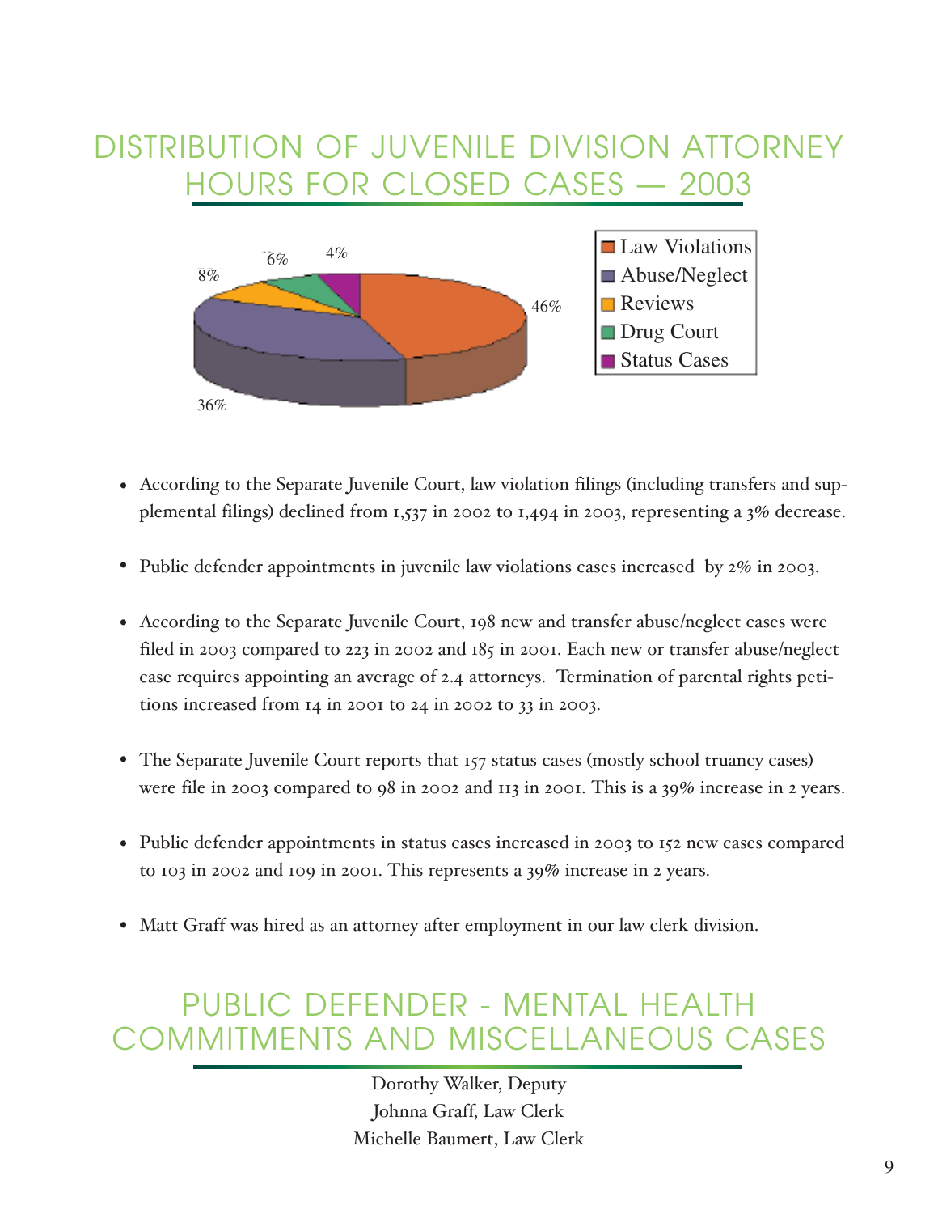## DISTRIBUTION OF JUVENILE DIVISION ATTORNEY HOURS FOR CLOSED CASES — 2003

| Category | Percentage |
|---|---|
| Law Violations | 46% |
| Abuse/Neglect | 36% |
| Reviews | 8% |
| Drug Court | 6% |
| Status Cases | 4% |

- According to the Separate Juvenile Court, law violation filings (including transfers and supplemental filings) declined from 1,537 in 2002 to 1,494 in 2003, representing a 3% decrease.
- Public defender appointments in juvenile law violations cases increased by 2% in 2003.
- According to the Separate Juvenile Court, 198 new and transfer abuse/neglect cases were filed in 2003 compared to 223 in 2002 and 185 in 2001. Each new or transfer abuse/neglect case requires appointing an average of 2.4 attorneys. Termination of parental rights petitions increased from 14 in 2001 to 24 in 2002 to 33 in 2003.
- The Separate Juvenile Court reports that 157 status cases (mostly school truancy cases) were file in 2003 compared to 98 in 2002 and 113 in 2001. This is a 39% increase in 2 years.
- Public defender appointments in status cases increased in 2003 to 152 new cases compared to 103 in 2002 and 109 in 2001. This represents a 39% increase in 2 years.
- Matt Graff was hired as an attorney after employment in our law clerk division.

## PUBLIC DEFENDER - MENTAL HEALTH COMMITMENTS AND MISCELLANEOUS CASES

Dorothy Walker, Deputy
Johnna Graff, Law Clerk
Michelle Baumert, Law Clerk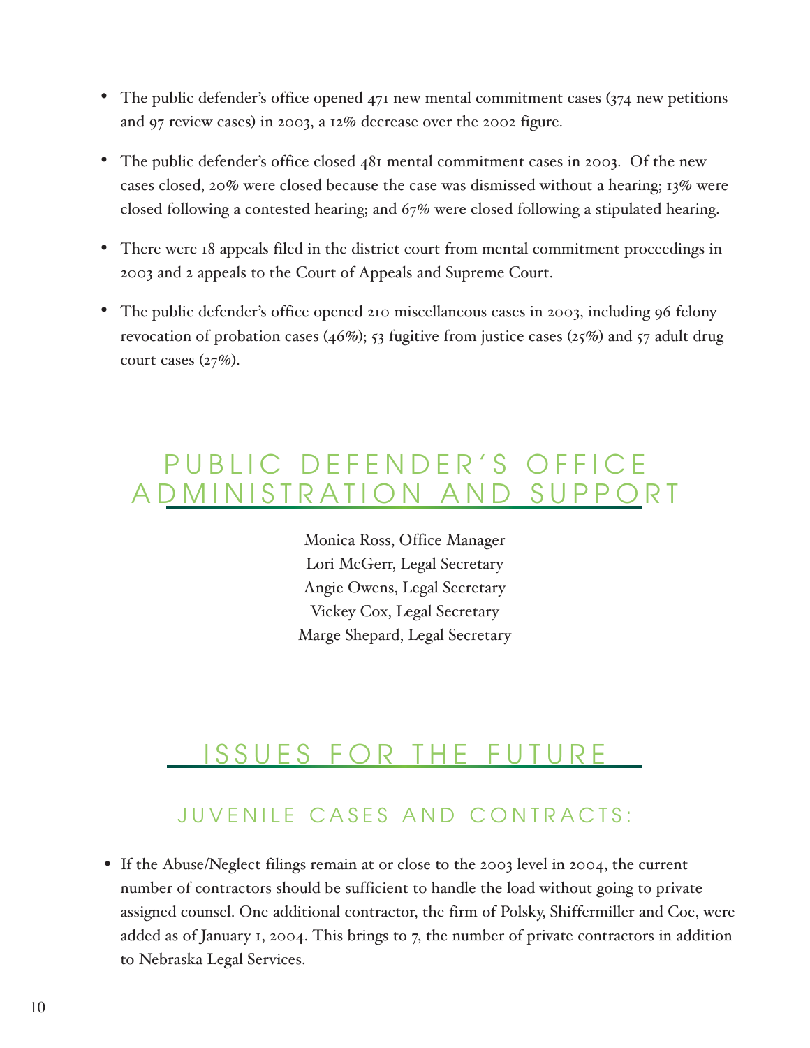- The public defender's office opened 471 new mental commitment cases (374 new petitions and 97 review cases) in 2003, a 12% decrease over the 2002 figure.
- The public defender's office closed 481 mental commitment cases in 2003. Of the new cases closed, 20% were closed because the case was dismissed without a hearing; 13% were closed following a contested hearing; and 67% were closed following a stipulated hearing.
- There were 18 appeals filed in the district court from mental commitment proceedings in 2003 and 2 appeals to the Court of Appeals and Supreme Court.
- The public defender's office opened 210 miscellaneous cases in 2003, including 96 felony revocation of probation cases (46%); 53 fugitive from justice cases (25%) and 57 adult drug court cases (27%).

## PUBLIC DEFENDER'S OFFICE ADMINISTRATION AND SUPPORT

Monica Ross, Office Manager
Lori McGerr, Legal Secretary
Angie Owens, Legal Secretary
Vickey Cox, Legal Secretary
Marge Shepard, Legal Secretary

## ISSUES FOR THE FUTURE

### JUVENILE CASES AND CONTRACTS:

- If the Abuse/Neglect filings remain at or close to the 2003 level in 2004, the current number of contractors should be sufficient to handle the load without going to private assigned counsel. One additional contractor, the firm of Polsky, Shiffermiller and Coe, were added as of January 1, 2004. This brings to 7, the number of private contractors in addition to Nebraska Legal Services.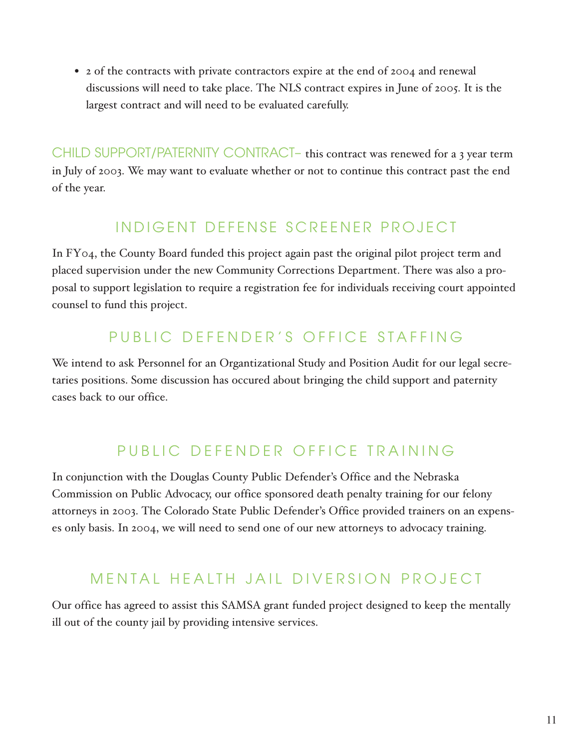- 2 of the contracts with private contractors expire at the end of 2004 and renewal discussions will need to take place. The NLS contract expires in June of 2005. It is the largest contract and will need to be evaluated carefully.

CHILD SUPPORT/PATERNITY CONTRACT– this contract was renewed for a 3 year term in July of 2003. We may want to evaluate whether or not to continue this contract past the end of the year.

## INDIGENT DEFENSE SCREENER PROJECT

In FY04, the County Board funded this project again past the original pilot project term and placed supervision under the new Community Corrections Department. There was also a proposal to support legislation to require a registration fee for individuals receiving court appointed counsel to fund this project.

## PUBLIC DEFENDER'S OFFICE STAFFING

We intend to ask Personnel for an Organtizational Study and Position Audit for our legal secretaries positions. Some discussion has occured about bringing the child support and paternity cases back to our office.

## PUBLIC DEFENDER OFFICE TRAINING

In conjunction with the Douglas County Public Defender's Office and the Nebraska Commission on Public Advocacy, our office sponsored death penalty training for our felony attorneys in 2003. The Colorado State Public Defender's Office provided trainers on an expenses only basis. In 2004, we will need to send one of our new attorneys to advocacy training.

## MENTAL HEALTH JAIL DIVERSION PROJECT

Our office has agreed to assist this SAMSA grant funded project designed to keep the mentally ill out of the county jail by providing intensive services.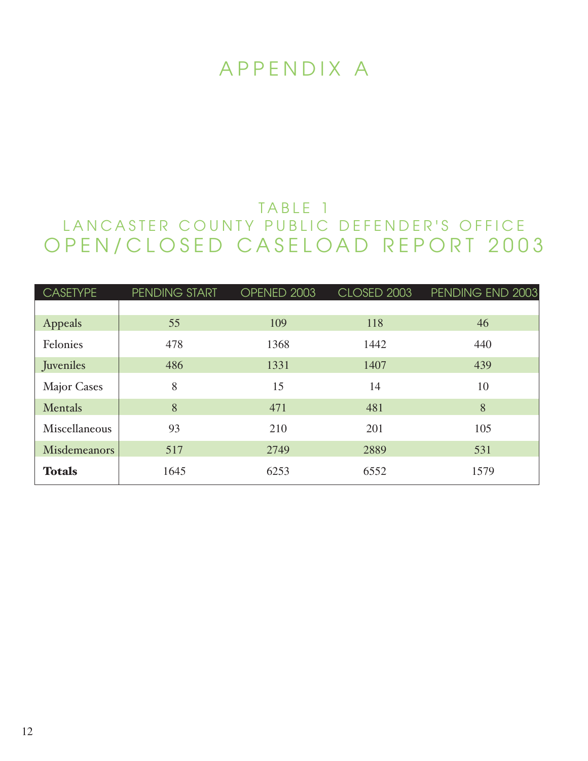# APPENDIX A

## TABLE 1
## LANCASTER COUNTY PUBLIC DEFENDER'S OFFICE
## OPEN/CLOSED CASELOAD REPORT 2003

| CASETYPE | PENDING START | OPENED 2003 | CLOSED 2003 | PENDING END 2003 |
|---|---|---|---|---|
| Appeals | 55 | 109 | 118 | 46 |
| Felonies | 478 | 1368 | 1442 | 440 |
| Juveniles | 486 | 1331 | 1407 | 439 |
| Major Cases | 8 | 15 | 14 | 10 |
| Mentals | 8 | 471 | 481 | 8 |
| Miscellaneous | 93 | 210 | 201 | 105 |
| Misdemeanors | 517 | 2749 | 2889 | 531 |
| **Totals** | 1645 | 6253 | 6552 | 1579 |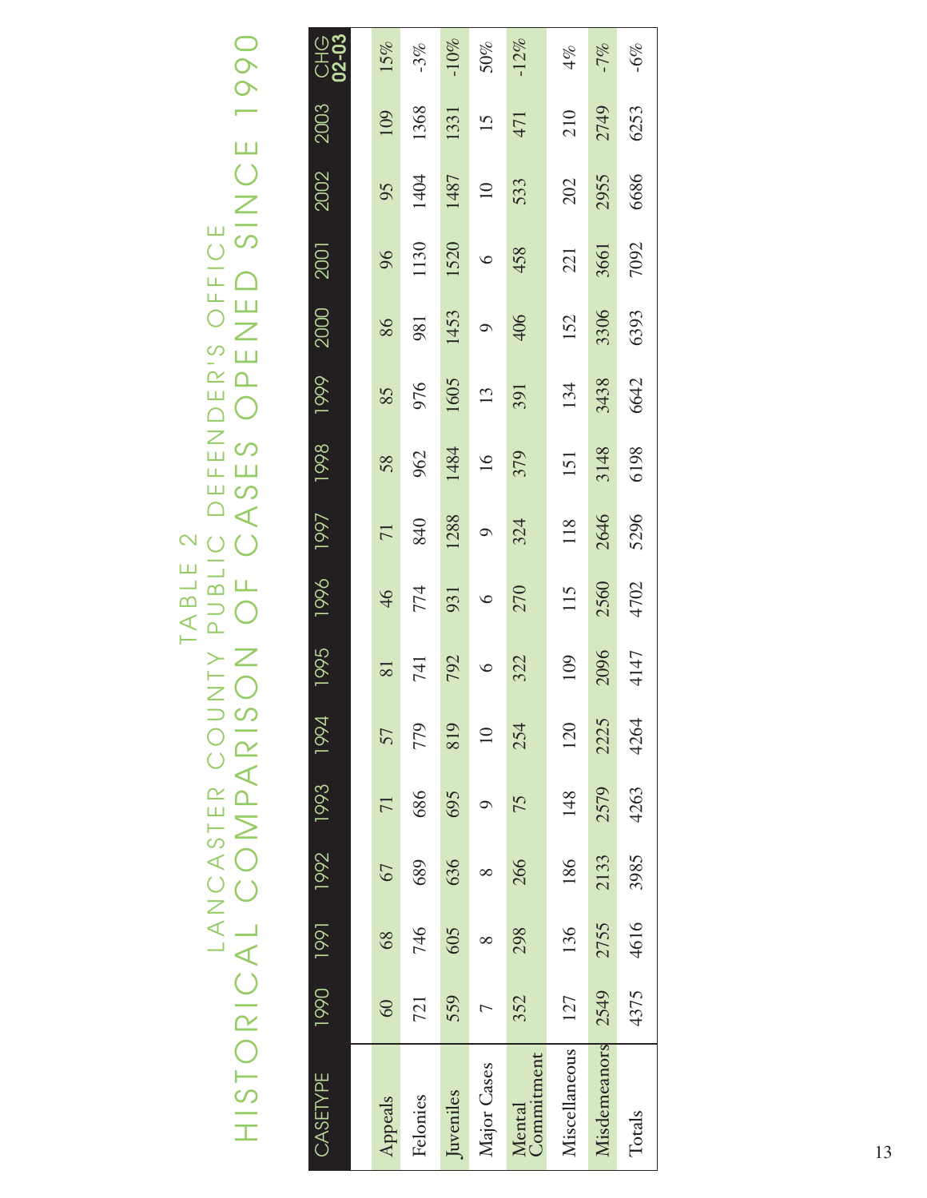# TABLE 2

## LANCASTER COUNTY PUBLIC DEFENDER'S OFFICE

## HISTORICAL COMPARISON OF CASES OPENED SINCE 1990

| CASETYPE | 1990 | 1991 | 1992 | 1993 | 1994 | 1995 | 1996 | 1997 | 1998 | 1999 | 2000 | 2001 | 2002 | 2003 | CHG 02-03 |
|---|---|---|---|---|---|---|---|---|---|---|---|---|---|---|---|
| Appeals | 60 | 68 | 67 | 71 | 57 | 81 | 46 | 71 | 58 | 85 | 86 | 96 | 95 | 109 | 15% |
| Felonies | 721 | 746 | 689 | 686 | 779 | 741 | 774 | 840 | 962 | 976 | 981 | 1130 | 1404 | 1368 | -3% |
| Juveniles | 559 | 605 | 636 | 695 | 819 | 792 | 931 | 1288 | 1484 | 1605 | 1453 | 1520 | 1487 | 1331 | -10% |
| Major Cases | 7 | 8 | 8 | 9 | 10 | 6 | 6 | 9 | 16 | 13 | 9 | 6 | 10 | 15 | 50% |
| Mental Commitment | 352 | 298 | 266 | 75 | 254 | 322 | 270 | 324 | 379 | 391 | 406 | 458 | 533 | 471 | -12% |
| Miscellaneous | 127 | 136 | 186 | 148 | 120 | 109 | 115 | 118 | 151 | 134 | 152 | 221 | 202 | 210 | 4% |
| Misdemeanors | 2549 | 2755 | 2133 | 2579 | 2225 | 2096 | 2560 | 2646 | 3148 | 3438 | 3306 | 3661 | 2955 | 2749 | -7% |
| Totals | 4375 | 4616 | 3985 | 4263 | 4264 | 4147 | 4702 | 5296 | 6198 | 6642 | 6393 | 7092 | 6686 | 6253 | -6% |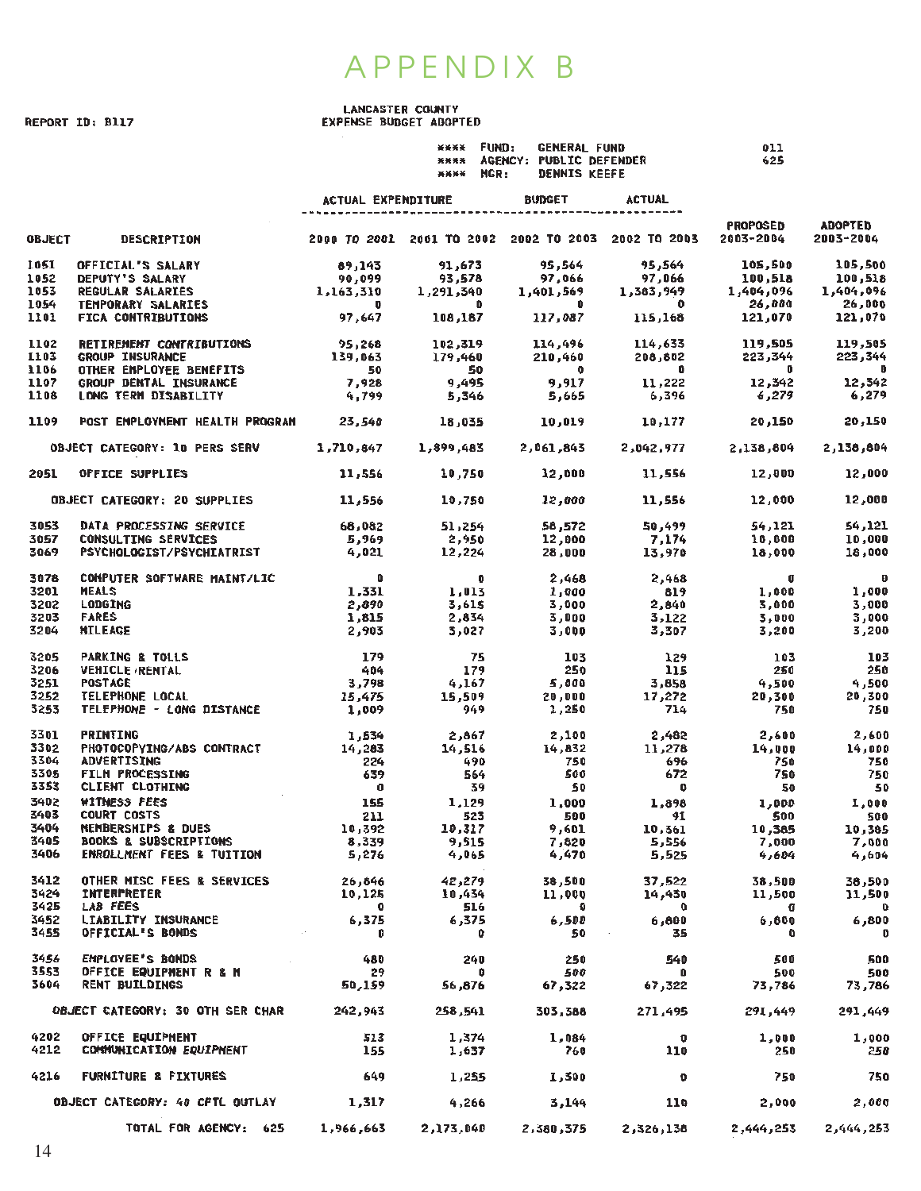# APPENDIX B

REPORT ID: B117

LANCASTER COUNTY
EXPENSE BUDGET ADOPTED

**** FUND: GENERAL FUND 011
**** AGENCY: PUBLIC DEFENDER 625
**** MGR: DENNIS KEEFE

| OBJECT | DESCRIPTION | ACTUAL EXPENDITURE 2000 TO 2001 | ACTUAL EXPENDITURE 2001 TO 2002 | BUDGET 2002 TO 2003 | ACTUAL 2002 TO 2003 | PROPOSED 2003-2004 | ADOPTED 2003-2004 |
|---|---|---|---|---|---|---|---|
| 1051 | OFFICIAL'S SALARY | 89,143 | 91,673 | 95,564 | 95,564 | 105,500 | 105,500 |
| 1052 | DEPUTY'S SALARY | 90,099 | 93,578 | 97,066 | 97,066 | 100,518 | 100,518 |
| 1053 | REGULAR SALARIES | 1,163,310 | 1,291,340 | 1,401,569 | 1,383,949 | 1,404,096 | 1,404,096 |
| 1054 | TEMPORARY SALARIES | 0 | 0 | 0 | 0 | 26,000 | 26,000 |
| 1101 | FICA CONTRIBUTIONS | 97,647 | 108,187 | 117,087 | 115,168 | 121,070 | 121,070 |
| 1102 | RETIREMENT CONTRIBUTIONS | 95,268 | 102,319 | 114,496 | 114,633 | 119,505 | 119,505 |
| 1103 | GROUP INSURANCE | 139,063 | 179,460 | 210,460 | 208,802 | 223,344 | 223,344 |
| 1106 | OTHER EMPLOYEE BENEFITS | 50 | 50 | 0 | 0 | 0 | 0 |
| 1107 | GROUP DENTAL INSURANCE | 7,928 | 9,495 | 9,917 | 11,222 | 12,342 | 12,342 |
| 1108 | LONG TERM DISABILITY | 4,799 | 5,346 | 5,665 | 6,396 | 6,279 | 6,279 |
| 1109 | POST EMPLOYMENT HEALTH PROGRAM | 23,540 | 18,035 | 10,019 | 10,177 | 20,150 | 20,150 |
| | OBJECT CATEGORY: 10 PERS SERV | 1,710,847 | 1,899,483 | 2,061,843 | 2,042,977 | 2,138,804 | 2,138,804 |
| 2051 | OFFICE SUPPLIES | 11,556 | 10,750 | 12,000 | 11,556 | 12,000 | 12,000 |
| | OBJECT CATEGORY: 20 SUPPLIES | 11,556 | 10,750 | 12,000 | 11,556 | 12,000 | 12,000 |
| 3053 | DATA PROCESSING SERVICE | 68,082 | 51,254 | 58,572 | 50,499 | 54,121 | 54,121 |
| 3057 | CONSULTING SERVICES | 5,969 | 2,950 | 12,000 | 7,174 | 10,000 | 10,000 |
| 3069 | PSYCHOLOGIST/PSYCHIATRIST | 4,021 | 12,224 | 28,000 | 13,970 | 18,000 | 18,000 |
| 3078 | COMPUTER SOFTWARE MAINT/LIC | 0 | 0 | 2,468 | 2,468 | 0 | 0 |
| 3201 | MEALS | 1,331 | 1,013 | 1,000 | 819 | 1,000 | 1,000 |
| 3202 | LODGING | 2,890 | 3,615 | 3,000 | 2,840 | 3,000 | 3,000 |
| 3203 | FARES | 1,815 | 2,834 | 3,000 | 3,122 | 3,000 | 3,000 |
| 3204 | MILEAGE | 2,903 | 3,027 | 3,000 | 3,307 | 3,200 | 3,200 |
| 3205 | PARKING & TOLLS | 179 | 75 | 103 | 129 | 103 | 103 |
| 3206 | VEHICLE RENTAL | 404 | 179 | 250 | 115 | 250 | 250 |
| 3251 | POSTAGE | 3,798 | 4,167 | 5,000 | 3,858 | 4,500 | 4,500 |
| 3252 | TELEPHONE LOCAL | 15,475 | 15,509 | 20,000 | 17,272 | 20,300 | 20,300 |
| 3253 | TELEPHONE - LONG DISTANCE | 1,009 | 949 | 1,250 | 714 | 750 | 750 |
| 3301 | PRINTING | 1,534 | 2,867 | 2,100 | 2,482 | 2,600 | 2,600 |
| 3302 | PHOTOCOPYING/ABS CONTRACT | 14,283 | 14,516 | 14,832 | 11,278 | 14,000 | 14,000 |
| 3304 | ADVERTISING | 224 | 490 | 750 | 696 | 750 | 750 |
| 3305 | FILM PROCESSING | 639 | 564 | 500 | 672 | 750 | 750 |
| 3353 | CLIENT CLOTHING | 0 | 39 | 50 | 0 | 50 | 50 |
| 3402 | WITNESS FEES | 155 | 1,129 | 1,000 | 1,898 | 1,000 | 1,000 |
| 3403 | COURT COSTS | 211 | 523 | 500 | 91 | 500 | 500 |
| 3404 | MEMBERSHIPS & DUES | 10,392 | 10,317 | 9,601 | 10,361 | 10,385 | 10,385 |
| 3405 | BOOKS & SUBSCRIPTIONS | 8,339 | 9,515 | 7,820 | 5,556 | 7,000 | 7,000 |
| 3406 | ENROLLMENT FEES & TUITION | 5,276 | 4,065 | 4,470 | 5,525 | 4,604 | 4,604 |
| 3412 | OTHER MISC FEES & SERVICES | 26,646 | 42,279 | 38,500 | 37,522 | 38,500 | 38,500 |
| 3424 | INTERPRETER | 10,125 | 10,434 | 11,000 | 14,430 | 11,500 | 11,500 |
| 3425 | LAB FEES | 0 | 516 | 0 | 0 | 0 | 0 |
| 3452 | LIABILITY INSURANCE | 6,375 | 6,375 | 6,500 | 6,800 | 6,800 | 6,800 |
| 3455 | OFFICIAL'S BONDS | 0 | 0 | 50 | 35 | 0 | 0 |
| 3456 | EMPLOYEE'S BONDS | 480 | 240 | 250 | 540 | 500 | 500 |
| 3553 | OFFICE EQUIPMENT R & M | 29 | 0 | 500 | 0 | 500 | 500 |
| 3604 | RENT BUILDINGS | 50,159 | 56,876 | 67,322 | 67,322 | 73,786 | 73,786 |
| | OBJECT CATEGORY: 30 OTH SER CHAR | 242,943 | 258,541 | 303,388 | 271,495 | 291,449 | 291,449 |
| 4202 | OFFICE EQUIPMENT | 513 | 1,374 | 1,084 | 0 | 1,000 | 1,000 |
| 4212 | COMMUNICATION EQUIPMENT | 155 | 1,637 | 760 | 110 | 250 | 250 |
| 4216 | FURNITURE & FIXTURES | 649 | 1,255 | 1,300 | 0 | 750 | 750 |
| | OBJECT CATEGORY: 40 CPTL OUTLAY | 1,317 | 4,266 | 3,144 | 110 | 2,000 | 2,000 |
| | TOTAL FOR AGENCY: 625 | 1,966,663 | 2,173,040 | 2,380,375 | 2,326,138 | 2,444,253 | 2,444,253 |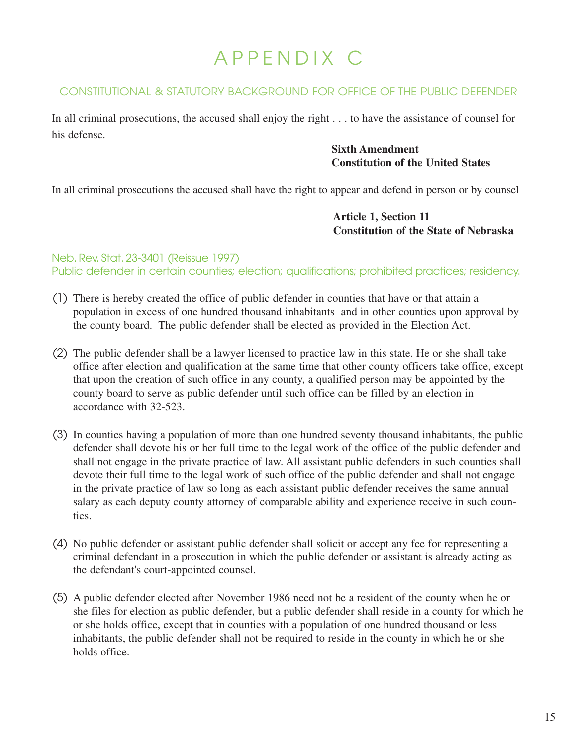# APPENDIX C

## CONSTITUTIONAL & STATUTORY BACKGROUND FOR OFFICE OF THE PUBLIC DEFENDER

In all criminal prosecutions, the accused shall enjoy the right . . . to have the assistance of counsel for his defense.

**Sixth Amendment**
**Constitution of the United States**

In all criminal prosecutions the accused shall have the right to appear and defend in person or by counsel

**Article 1, Section 11**
**Constitution of the State of Nebraska**

### Neb. Rev. Stat. 23-3401 (Reissue 1997)
### Public defender in certain counties; election; qualifications; prohibited practices; residency.

(1) There is hereby created the office of public defender in counties that have or that attain a population in excess of one hundred thousand inhabitants and in other counties upon approval by the county board. The public defender shall be elected as provided in the Election Act.

(2) The public defender shall be a lawyer licensed to practice law in this state. He or she shall take office after election and qualification at the same time that other county officers take office, except that upon the creation of such office in any county, a qualified person may be appointed by the county board to serve as public defender until such office can be filled by an election in accordance with 32-523.

(3) In counties having a population of more than one hundred seventy thousand inhabitants, the public defender shall devote his or her full time to the legal work of the office of the public defender and shall not engage in the private practice of law. All assistant public defenders in such counties shall devote their full time to the legal work of such office of the public defender and shall not engage in the private practice of law so long as each assistant public defender receives the same annual salary as each deputy county attorney of comparable ability and experience receive in such counties.

(4) No public defender or assistant public defender shall solicit or accept any fee for representing a criminal defendant in a prosecution in which the public defender or assistant is already acting as the defendant's court-appointed counsel.

(5) A public defender elected after November 1986 need not be a resident of the county when he or she files for election as public defender, but a public defender shall reside in a county for which he or she holds office, except that in counties with a population of one hundred thousand or less inhabitants, the public defender shall not be required to reside in the county in which he or she holds office.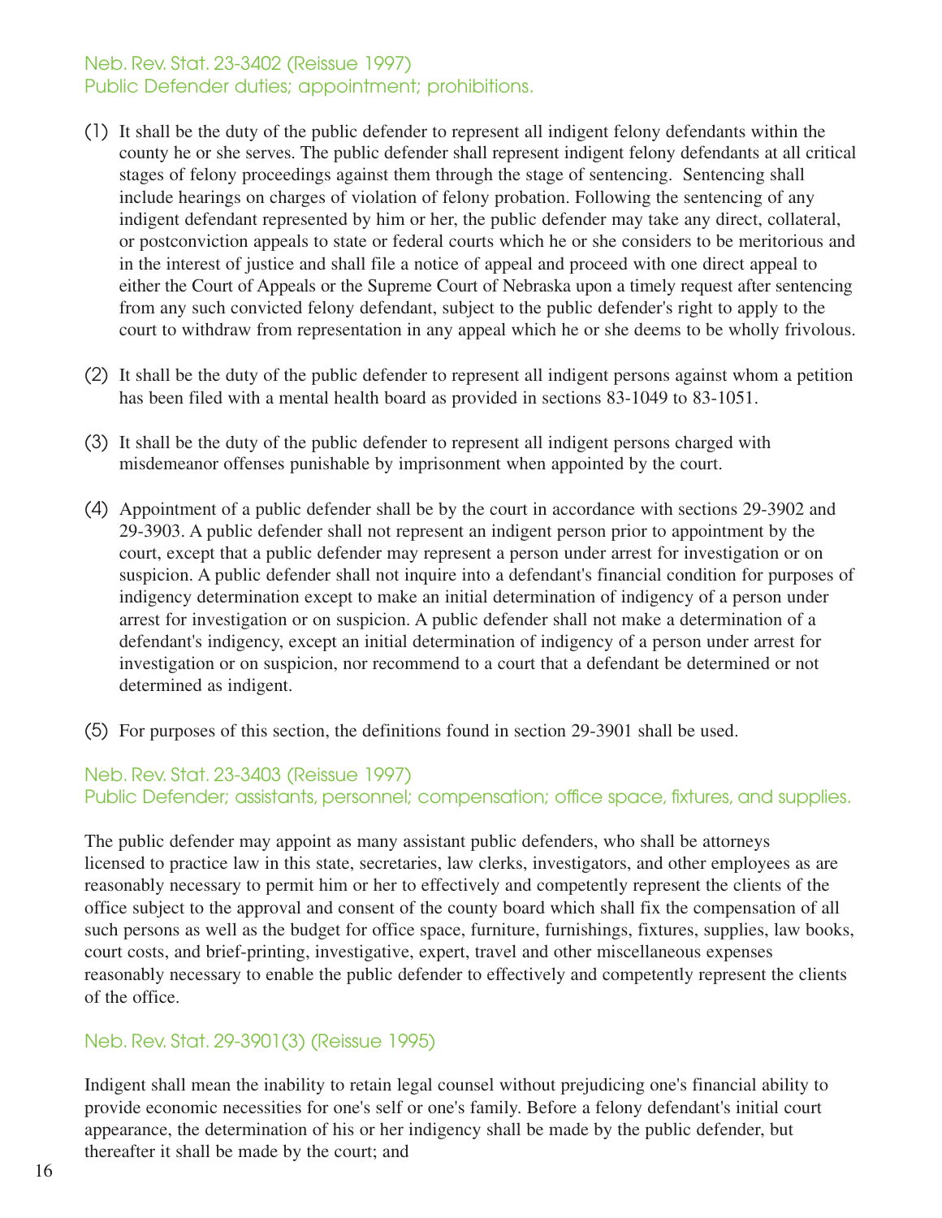### Neb. Rev. Stat. 23-3402 (Reissue 1997)
### Public Defender duties; appointment; prohibitions.

(1) It shall be the duty of the public defender to represent all indigent felony defendants within the county he or she serves. The public defender shall represent indigent felony defendants at all critical stages of felony proceedings against them through the stage of sentencing. Sentencing shall include hearings on charges of violation of felony probation. Following the sentencing of any indigent defendant represented by him or her, the public defender may take any direct, collateral, or postconviction appeals to state or federal courts which he or she considers to be meritorious and in the interest of justice and shall file a notice of appeal and proceed with one direct appeal to either the Court of Appeals or the Supreme Court of Nebraska upon a timely request after sentencing from any such convicted felony defendant, subject to the public defender's right to apply to the court to withdraw from representation in any appeal which he or she deems to be wholly frivolous.

(2) It shall be the duty of the public defender to represent all indigent persons against whom a petition has been filed with a mental health board as provided in sections 83-1049 to 83-1051.

(3) It shall be the duty of the public defender to represent all indigent persons charged with misdemeanor offenses punishable by imprisonment when appointed by the court.

(4) Appointment of a public defender shall be by the court in accordance with sections 29-3902 and 29-3903. A public defender shall not represent an indigent person prior to appointment by the court, except that a public defender may represent a person under arrest for investigation or on suspicion. A public defender shall not inquire into a defendant's financial condition for purposes of indigency determination except to make an initial determination of indigency of a person under arrest for investigation or on suspicion. A public defender shall not make a determination of a defendant's indigency, except an initial determination of indigency of a person under arrest for investigation or on suspicion, nor recommend to a court that a defendant be determined or not determined as indigent.

(5) For purposes of this section, the definitions found in section 29-3901 shall be used.

### Neb. Rev. Stat. 23-3403 (Reissue 1997)
### Public Defender; assistants, personnel; compensation; office space, fixtures, and supplies.

The public defender may appoint as many assistant public defenders, who shall be attorneys licensed to practice law in this state, secretaries, law clerks, investigators, and other employees as are reasonably necessary to permit him or her to effectively and competently represent the clients of the office subject to the approval and consent of the county board which shall fix the compensation of all such persons as well as the budget for office space, furniture, furnishings, fixtures, supplies, law books, court costs, and brief-printing, investigative, expert, travel and other miscellaneous expenses reasonably necessary to enable the public defender to effectively and competently represent the clients of the office.

### Neb. Rev. Stat. 29-3901(3) (Reissue 1995)

Indigent shall mean the inability to retain legal counsel without prejudicing one's financial ability to provide economic necessities for one's self or one's family. Before a felony defendant's initial court appearance, the determination of his or her indigency shall be made by the public defender, but thereafter it shall be made by the court; and